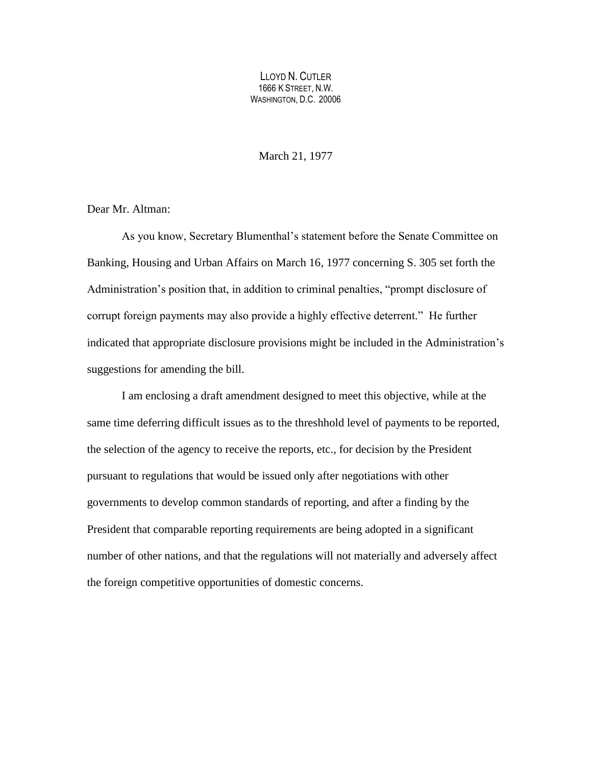LLOYD N. CUTLER
1666 K STREET, N.W.
WASHINGTON, D.C. 20006

March 21, 1977

Dear Mr. Altman:

As you know, Secretary Blumenthal's statement before the Senate Committee on Banking, Housing and Urban Affairs on March 16, 1977 concerning S. 305 set forth the Administration's position that, in addition to criminal penalties, "prompt disclosure of corrupt foreign payments may also provide a highly effective deterrent." He further indicated that appropriate disclosure provisions might be included in the Administration's suggestions for amending the bill.

I am enclosing a draft amendment designed to meet this objective, while at the same time deferring difficult issues as to the threshhold level of payments to be reported, the selection of the agency to receive the reports, etc., for decision by the President pursuant to regulations that would be issued only after negotiations with other governments to develop common standards of reporting, and after a finding by the President that comparable reporting requirements are being adopted in a significant number of other nations, and that the regulations will not materially and adversely affect the foreign competitive opportunities of domestic concerns.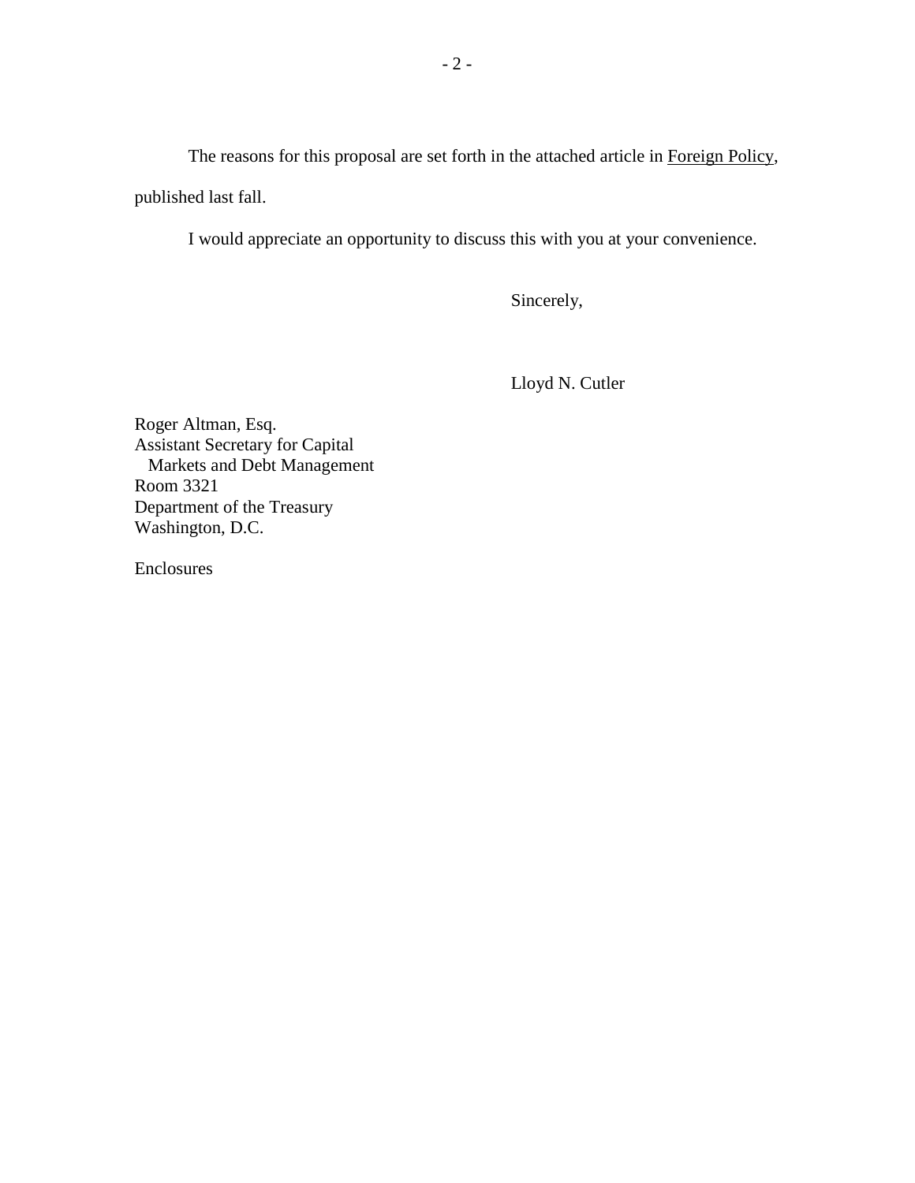The reasons for this proposal are set forth in the attached article in Foreign Policy, published last fall.

I would appreciate an opportunity to discuss this with you at your convenience.

Sincerely,

Lloyd N. Cutler

Roger Altman, Esq.
Assistant Secretary for Capital
Markets and Debt Management
Room 3321
Department of the Treasury
Washington, D.C.

Enclosures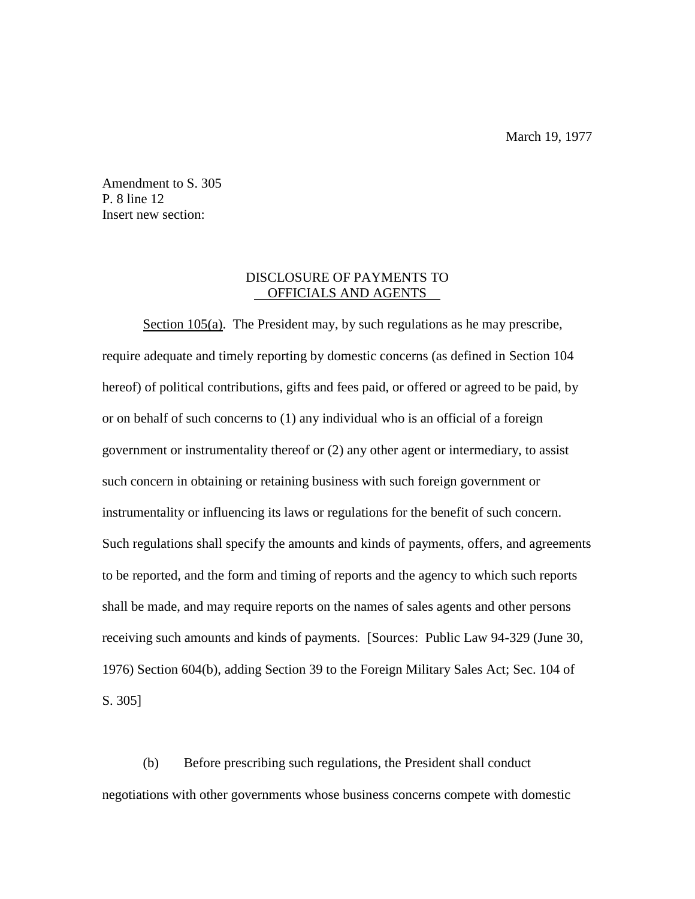March 19, 1977

Amendment to S. 305
P. 8 line 12
Insert new section:

DISCLOSURE OF PAYMENTS TO
OFFICIALS AND AGENTS

Section 105(a). The President may, by such regulations as he may prescribe, require adequate and timely reporting by domestic concerns (as defined in Section 104 hereof) of political contributions, gifts and fees paid, or offered or agreed to be paid, by or on behalf of such concerns to (1) any individual who is an official of a foreign government or instrumentality thereof or (2) any other agent or intermediary, to assist such concern in obtaining or retaining business with such foreign government or instrumentality or influencing its laws or regulations for the benefit of such concern. Such regulations shall specify the amounts and kinds of payments, offers, and agreements to be reported, and the form and timing of reports and the agency to which such reports shall be made, and may require reports on the names of sales agents and other persons receiving such amounts and kinds of payments. [Sources: Public Law 94-329 (June 30, 1976) Section 604(b), adding Section 39 to the Foreign Military Sales Act; Sec. 104 of S. 305]

(b) Before prescribing such regulations, the President shall conduct negotiations with other governments whose business concerns compete with domestic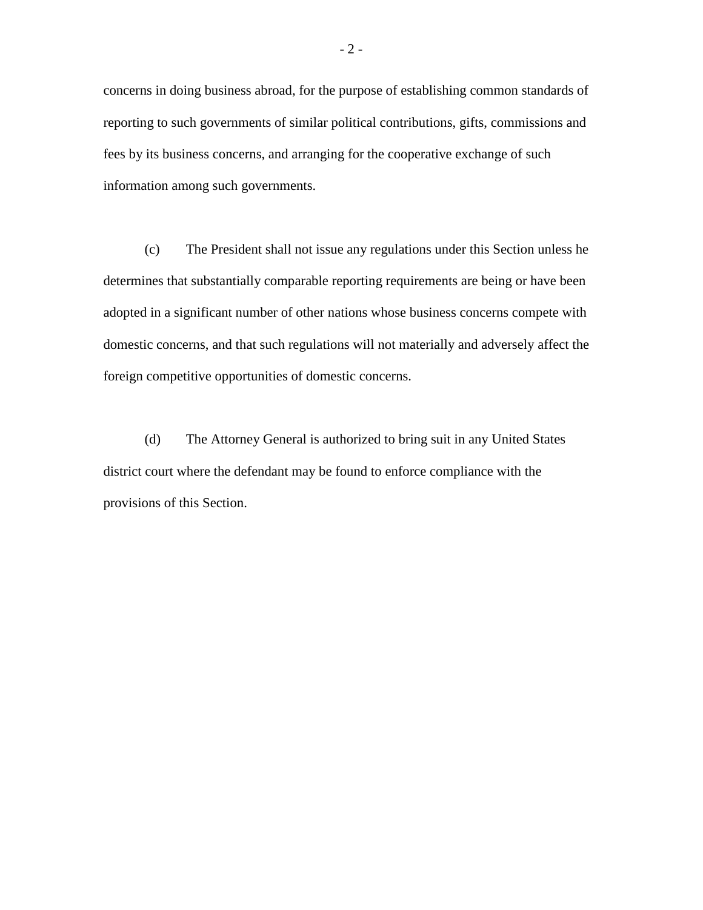concerns in doing business abroad, for the purpose of establishing common standards of reporting to such governments of similar political contributions, gifts, commissions and fees by its business concerns, and arranging for the cooperative exchange of such information among such governments.

(c) The President shall not issue any regulations under this Section unless he determines that substantially comparable reporting requirements are being or have been adopted in a significant number of other nations whose business concerns compete with domestic concerns, and that such regulations will not materially and adversely affect the foreign competitive opportunities of domestic concerns.

(d) The Attorney General is authorized to bring suit in any United States district court where the defendant may be found to enforce compliance with the provisions of this Section.